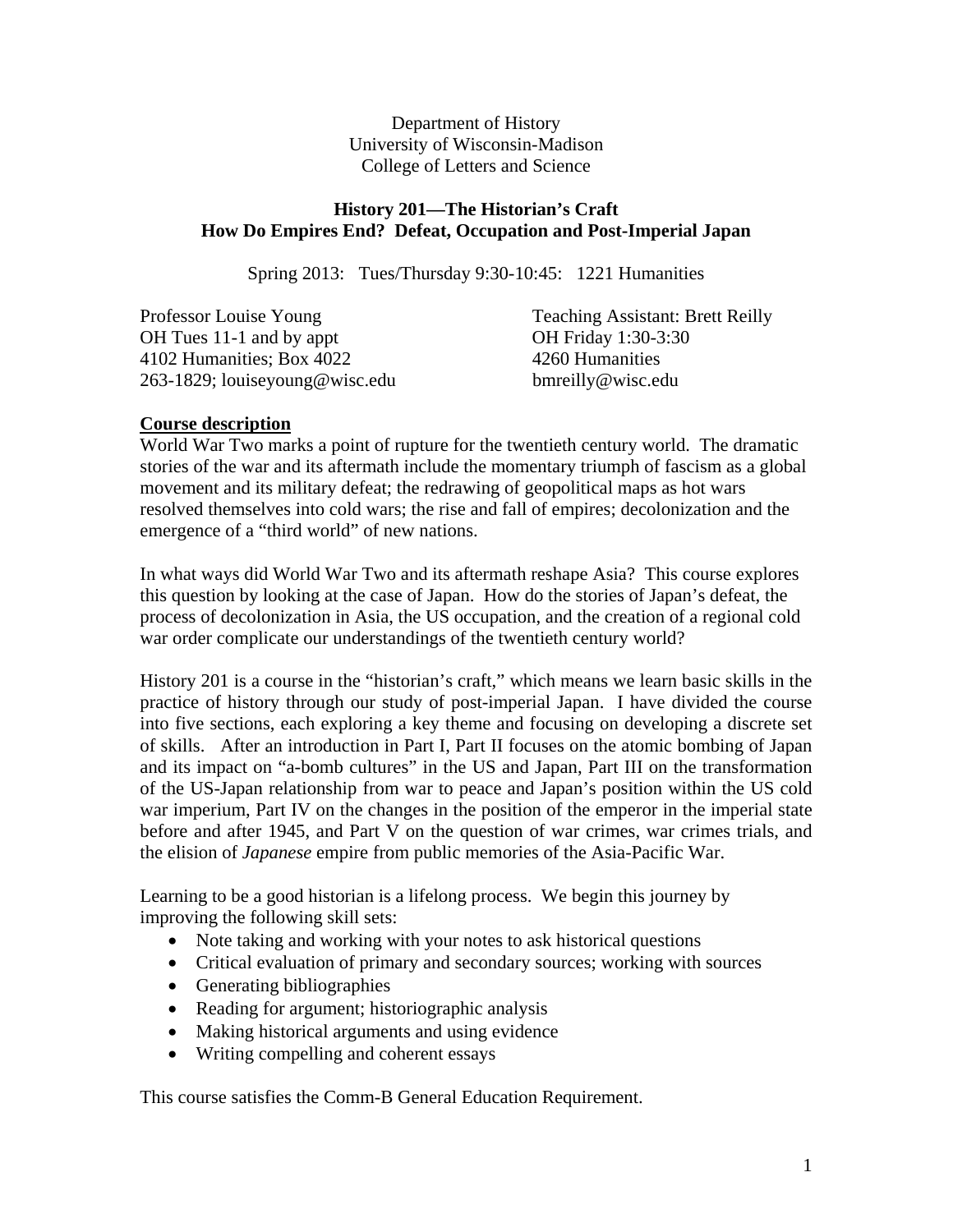Department of History
University of Wisconsin-Madison
College of Letters and Science

# History 201—The Historian's Craft
## How Do Empires End? Defeat, Occupation and Post-Imperial Japan

Spring 2013: Tues/Thursday 9:30-10:45: 1221 Humanities

Professor Louise Young
OH Tues 11-1 and by appt
4102 Humanities; Box 4022
263-1829; louiseyoung@wisc.edu

Teaching Assistant: Brett Reilly
OH Friday 1:30-3:30
4260 Humanities
bmreilly@wisc.edu

**Course description**

World War Two marks a point of rupture for the twentieth century world. The dramatic stories of the war and its aftermath include the momentary triumph of fascism as a global movement and its military defeat; the redrawing of geopolitical maps as hot wars resolved themselves into cold wars; the rise and fall of empires; decolonization and the emergence of a "third world" of new nations.

In what ways did World War Two and its aftermath reshape Asia? This course explores this question by looking at the case of Japan. How do the stories of Japan's defeat, the process of decolonization in Asia, the US occupation, and the creation of a regional cold war order complicate our understandings of the twentieth century world?

History 201 is a course in the "historian's craft," which means we learn basic skills in the practice of history through our study of post-imperial Japan. I have divided the course into five sections, each exploring a key theme and focusing on developing a discrete set of skills. After an introduction in Part I, Part II focuses on the atomic bombing of Japan and its impact on "a-bomb cultures" in the US and Japan, Part III on the transformation of the US-Japan relationship from war to peace and Japan's position within the US cold war imperium, Part IV on the changes in the position of the emperor in the imperial state before and after 1945, and Part V on the question of war crimes, war crimes trials, and the elision of *Japanese* empire from public memories of the Asia-Pacific War.

Learning to be a good historian is a lifelong process. We begin this journey by improving the following skill sets:

- Note taking and working with your notes to ask historical questions
- Critical evaluation of primary and secondary sources; working with sources
- Generating bibliographies
- Reading for argument; historiographic analysis
- Making historical arguments and using evidence
- Writing compelling and coherent essays

This course satisfies the Comm-B General Education Requirement.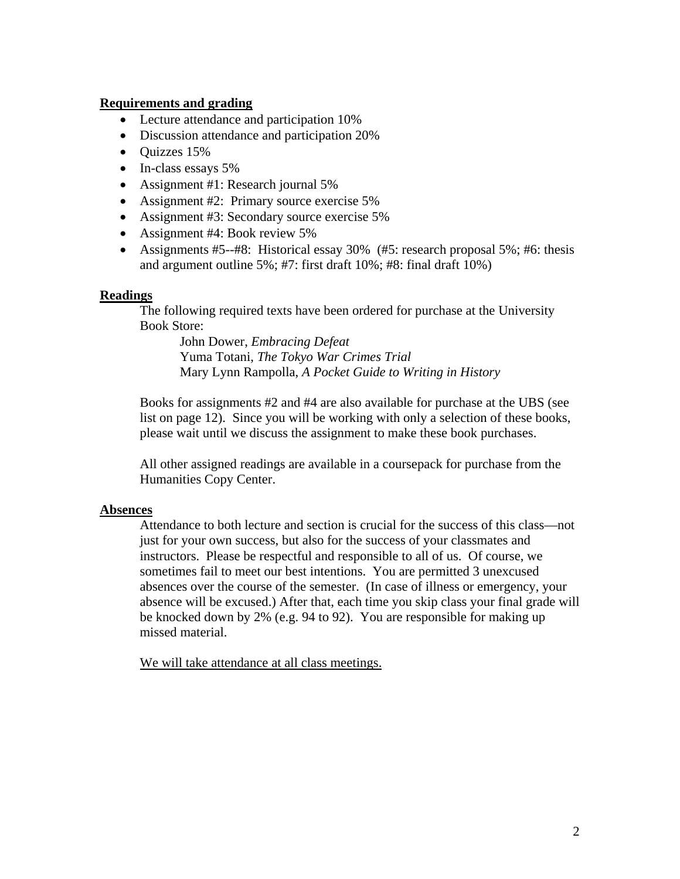**Requirements and grading**

- Lecture attendance and participation 10%
- Discussion attendance and participation 20%
- Quizzes 15%
- In-class essays 5%
- Assignment #1: Research journal 5%
- Assignment #2: Primary source exercise 5%
- Assignment #3: Secondary source exercise 5%
- Assignment #4: Book review 5%
- Assignments #5--#8: Historical essay 30% (#5: research proposal 5%; #6: thesis and argument outline 5%; #7: first draft 10%; #8: final draft 10%)

**Readings**

The following required texts have been ordered for purchase at the University Book Store:

John Dower, *Embracing Defeat*
Yuma Totani, *The Tokyo War Crimes Trial*
Mary Lynn Rampolla, *A Pocket Guide to Writing in History*

Books for assignments #2 and #4 are also available for purchase at the UBS (see list on page 12). Since you will be working with only a selection of these books, please wait until we discuss the assignment to make these book purchases.

All other assigned readings are available in a coursepack for purchase from the Humanities Copy Center.

**Absences**

Attendance to both lecture and section is crucial for the success of this class—not just for your own success, but also for the success of your classmates and instructors. Please be respectful and responsible to all of us. Of course, we sometimes fail to meet our best intentions. You are permitted 3 unexcused absences over the course of the semester. (In case of illness or emergency, your absence will be excused.) After that, each time you skip class your final grade will be knocked down by 2% (e.g. 94 to 92). You are responsible for making up missed material.

We will take attendance at all class meetings.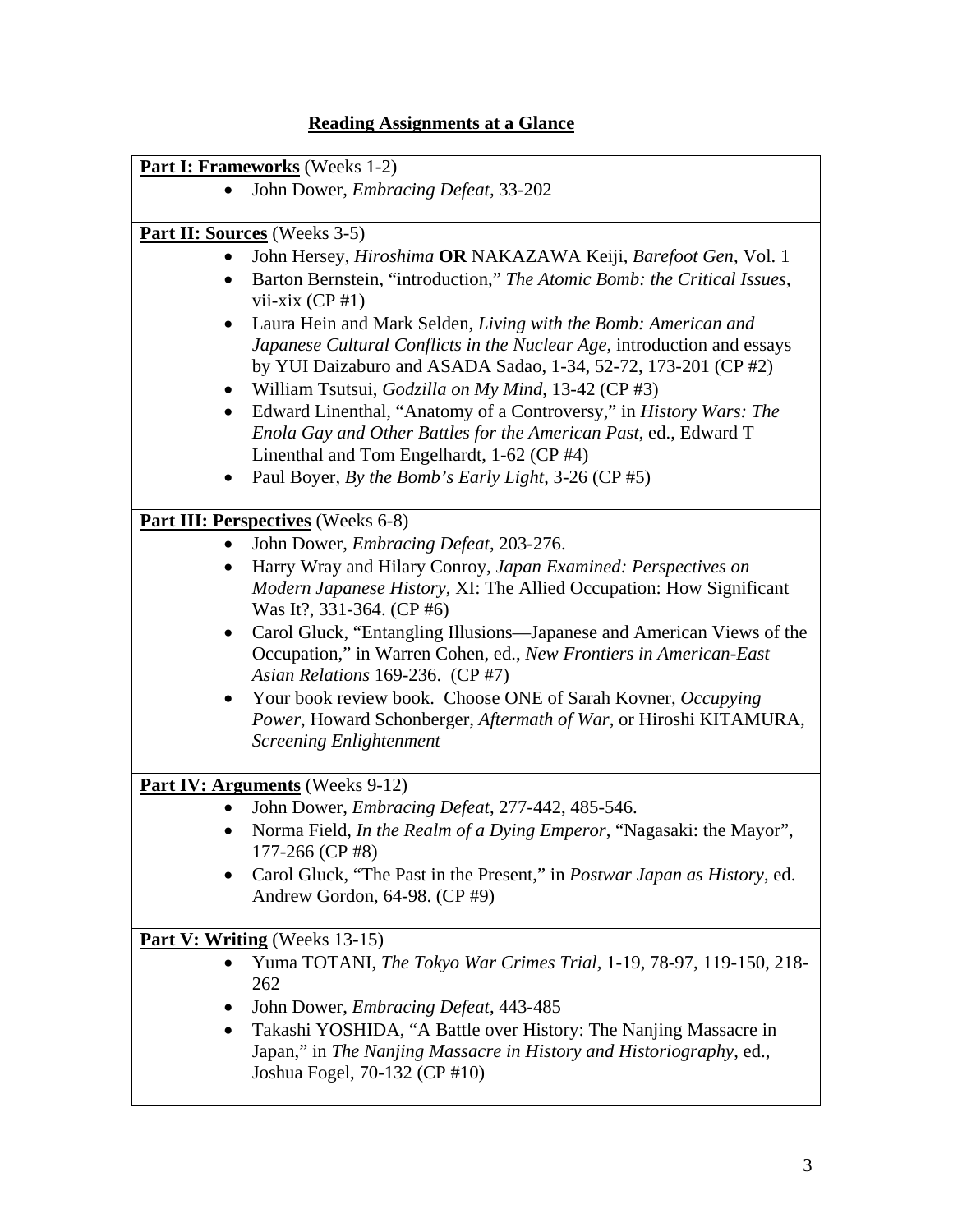# Reading Assignments at a Glance

**Part I: Frameworks** (Weeks 1-2)

- John Dower, *Embracing Defeat*, 33-202

**Part II: Sources** (Weeks 3-5)

- John Hersey, *Hiroshima* **OR** NAKAZAWA Keiji, *Barefoot Gen*, Vol. 1
- Barton Bernstein, "introduction," *The Atomic Bomb: the Critical Issues*, vii-xix (CP #1)
- Laura Hein and Mark Selden, *Living with the Bomb: American and Japanese Cultural Conflicts in the Nuclear Age*, introduction and essays by YUI Daizaburo and ASADA Sadao, 1-34, 52-72, 173-201 (CP #2)
- William Tsutsui, *Godzilla on My Mind*, 13-42 (CP #3)
- Edward Linenthal, "Anatomy of a Controversy," in *History Wars: The Enola Gay and Other Battles for the American Past*, ed., Edward T Linenthal and Tom Engelhardt, 1-62 (CP #4)
- Paul Boyer, *By the Bomb's Early Light*, 3-26 (CP #5)

**Part III: Perspectives** (Weeks 6-8)

- John Dower, *Embracing Defeat*, 203-276.
- Harry Wray and Hilary Conroy, *Japan Examined: Perspectives on Modern Japanese History*, XI: The Allied Occupation: How Significant Was It?, 331-364. (CP #6)
- Carol Gluck, "Entangling Illusions—Japanese and American Views of the Occupation," in Warren Cohen, ed., *New Frontiers in American-East Asian Relations* 169-236. (CP #7)
- Your book review book. Choose ONE of Sarah Kovner, *Occupying Power*, Howard Schonberger, *Aftermath of War*, or Hiroshi KITAMURA, *Screening Enlightenment*

**Part IV: Arguments** (Weeks 9-12)

- John Dower, *Embracing Defeat*, 277-442, 485-546.
- Norma Field, *In the Realm of a Dying Emperor*, "Nagasaki: the Mayor", 177-266 (CP #8)
- Carol Gluck, "The Past in the Present," in *Postwar Japan as History*, ed. Andrew Gordon, 64-98. (CP #9)

**Part V: Writing** (Weeks 13-15)

- Yuma TOTANI, *The Tokyo War Crimes Trial*, 1-19, 78-97, 119-150, 218-262
- John Dower, *Embracing Defeat*, 443-485
- Takashi YOSHIDA, "A Battle over History: The Nanjing Massacre in Japan," in *The Nanjing Massacre in History and Historiography*, ed., Joshua Fogel, 70-132 (CP #10)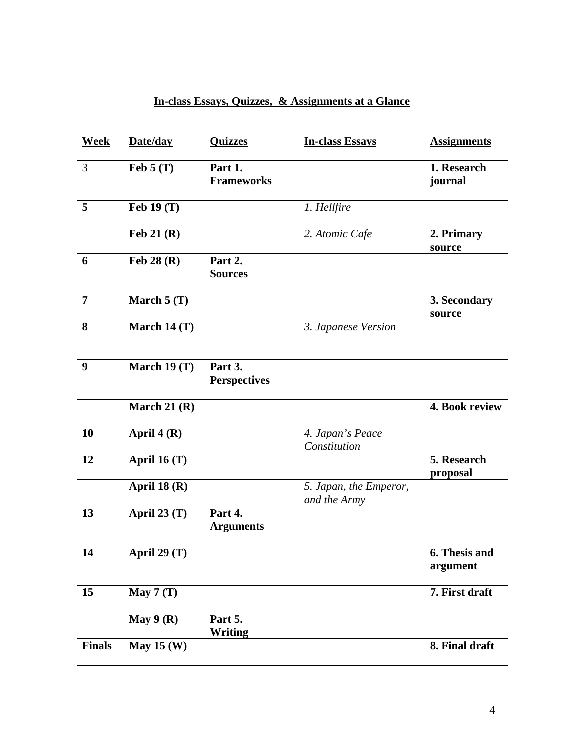**In-class Essays, Quizzes, & Assignments at a Glance**

| Week | Date/day | Quizzes | In-class Essays | Assignments |
|---|---|---|---|---|
| 3 | **Feb 5 (T)** | **Part 1. Frameworks** | | **1. Research journal** |
| **5** | **Feb 19 (T)** | | *1. Hellfire* | |
| | **Feb 21 (R)** | | *2. Atomic Cafe* | **2. Primary source** |
| **6** | **Feb 28 (R)** | **Part 2. Sources** | | |
| **7** | **March 5 (T)** | | | **3. Secondary source** |
| **8** | **March 14 (T)** | | *3. Japanese Version* | |
| **9** | **March 19 (T)** | **Part 3. Perspectives** | | |
| | **March 21 (R)** | | | **4. Book review** |
| **10** | **April 4 (R)** | | *4. Japan's Peace Constitution* | |
| **12** | **April 16 (T)** | | | **5. Research proposal** |
| | **April 18 (R)** | | *5. Japan, the Emperor, and the Army* | |
| **13** | **April 23 (T)** | **Part 4. Arguments** | | |
| **14** | **April 29 (T)** | | | **6. Thesis and argument** |
| **15** | **May 7 (T)** | | | **7. First draft** |
| | **May 9 (R)** | **Part 5. Writing** | | |
| **Finals** | **May 15 (W)** | | | **8. Final draft** |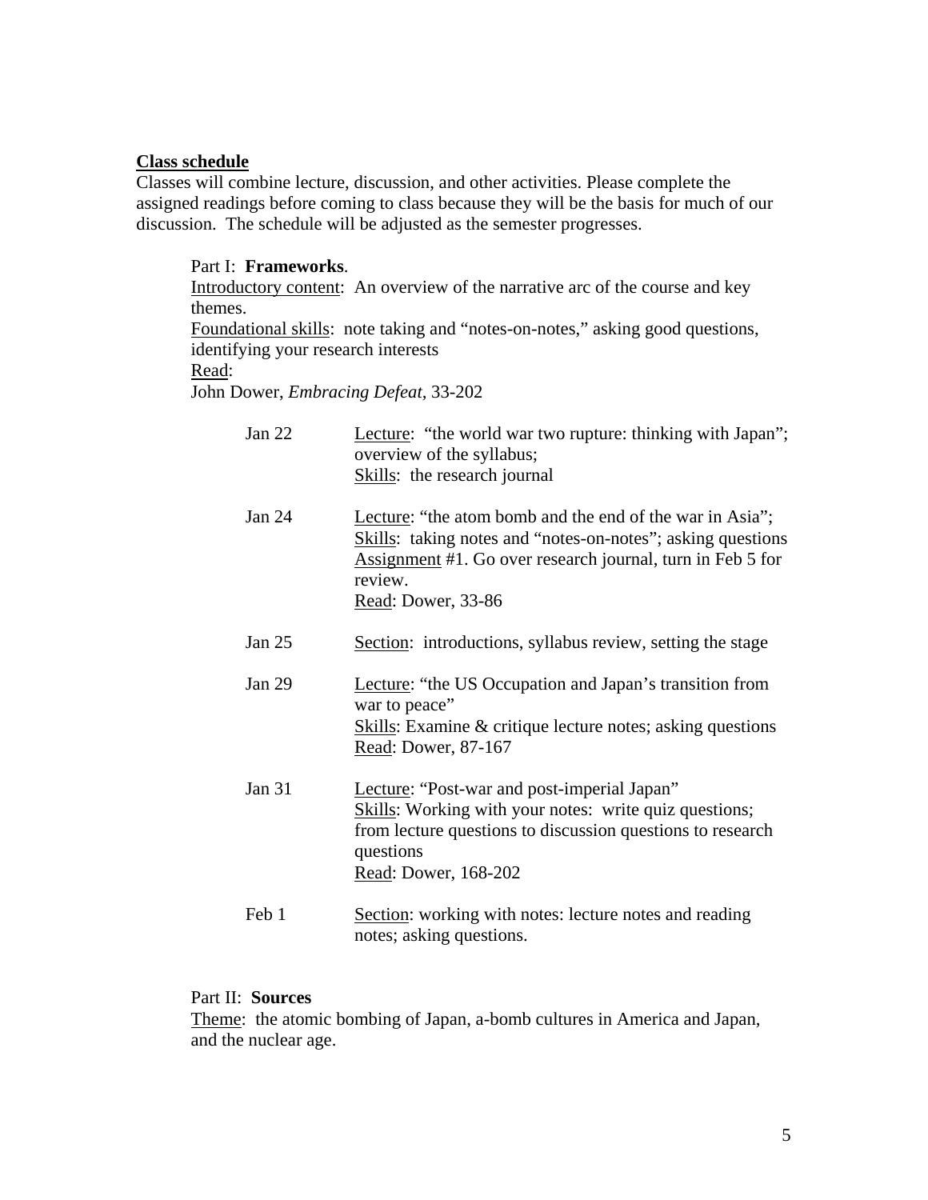**Class schedule**

Classes will combine lecture, discussion, and other activities. Please complete the assigned readings before coming to class because they will be the basis for much of our discussion. The schedule will be adjusted as the semester progresses.

Part I: **Frameworks**.

Introductory content: An overview of the narrative arc of the course and key themes.

Foundational skills: note taking and "notes-on-notes," asking good questions, identifying your research interests

Read:

John Dower, *Embracing Defeat*, 33-202

| | |
|---|---|
| Jan 22 | Lecture: "the world war two rupture: thinking with Japan"; overview of the syllabus; Skills: the research journal |
| Jan 24 | Lecture: "the atom bomb and the end of the war in Asia"; Skills: taking notes and "notes-on-notes"; asking questions Assignment #1. Go over research journal, turn in Feb 5 for review. Read: Dower, 33-86 |
| Jan 25 | Section: introductions, syllabus review, setting the stage |
| Jan 29 | Lecture: "the US Occupation and Japan's transition from war to peace" Skills: Examine & critique lecture notes; asking questions Read: Dower, 87-167 |
| Jan 31 | Lecture: "Post-war and post-imperial Japan" Skills: Working with your notes: write quiz questions; from lecture questions to discussion questions to research questions Read: Dower, 168-202 |
| Feb 1 | Section: working with notes: lecture notes and reading notes; asking questions. |

Part II: **Sources**

Theme: the atomic bombing of Japan, a-bomb cultures in America and Japan, and the nuclear age.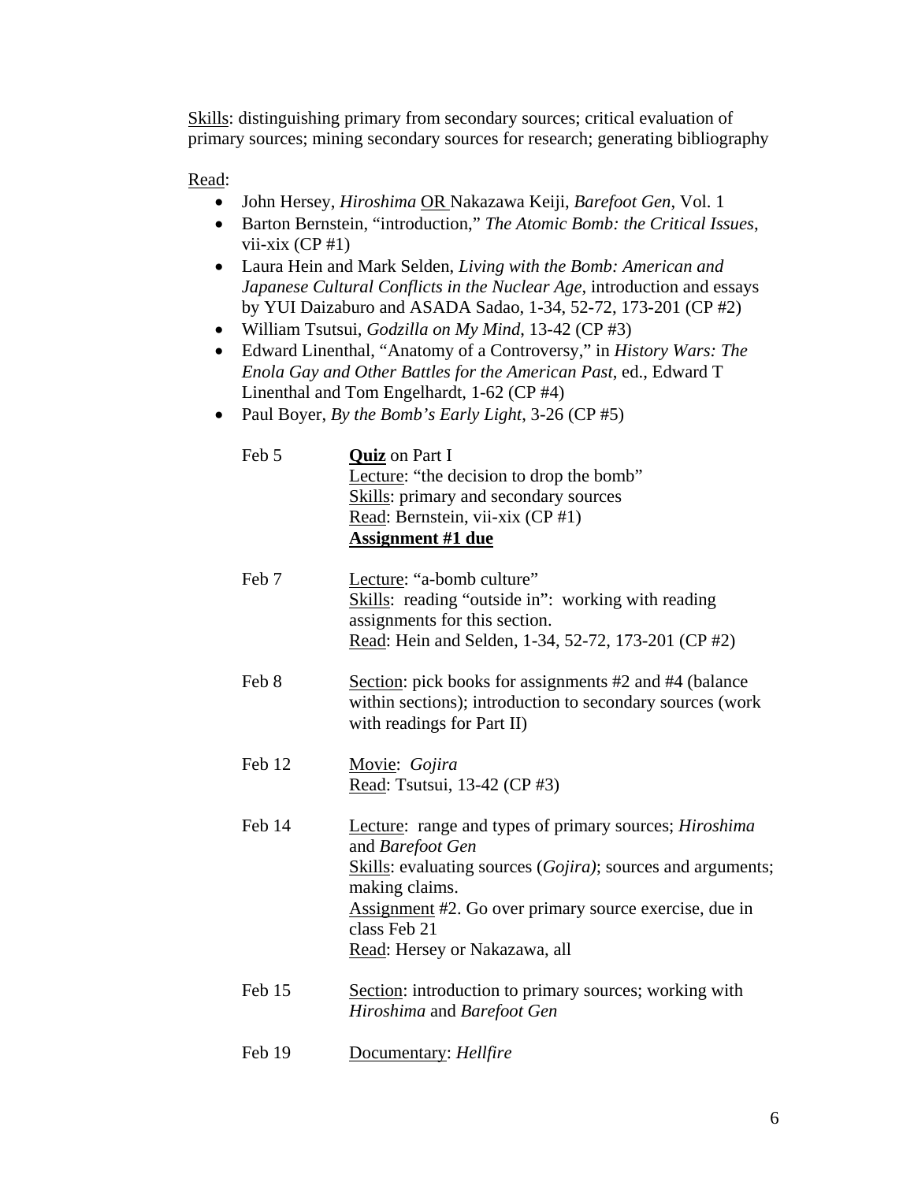Skills: distinguishing primary from secondary sources; critical evaluation of primary sources; mining secondary sources for research; generating bibliography

Read:

- John Hersey, *Hiroshima* OR Nakazawa Keiji, *Barefoot Gen*, Vol. 1
- Barton Bernstein, "introduction," *The Atomic Bomb: the Critical Issues*, vii-xix (CP #1)
- Laura Hein and Mark Selden, *Living with the Bomb: American and Japanese Cultural Conflicts in the Nuclear Age*, introduction and essays by YUI Daizaburo and ASADA Sadao, 1-34, 52-72, 173-201 (CP #2)
- William Tsutsui, *Godzilla on My Mind*, 13-42 (CP #3)
- Edward Linenthal, "Anatomy of a Controversy," in *History Wars: The Enola Gay and Other Battles for the American Past*, ed., Edward T Linenthal and Tom Engelhardt, 1-62 (CP #4)
- Paul Boyer, *By the Bomb's Early Light*, 3-26 (CP #5)

Feb 5
: **Quiz** on Part I
: Lecture: "the decision to drop the bomb"
: Skills: primary and secondary sources
: Read: Bernstein, vii-xix (CP #1)
: **Assignment #1 due**

Feb 7
: Lecture: "a-bomb culture"
: Skills: reading "outside in": working with reading assignments for this section.
: Read: Hein and Selden, 1-34, 52-72, 173-201 (CP #2)

Feb 8
: Section: pick books for assignments #2 and #4 (balance within sections); introduction to secondary sources (work with readings for Part II)

Feb 12
: Movie: *Gojira*
: Read: Tsutsui, 13-42 (CP #3)

Feb 14
: Lecture: range and types of primary sources; *Hiroshima* and *Barefoot Gen*
: Skills: evaluating sources (*Gojira)*; sources and arguments; making claims.
: Assignment #2. Go over primary source exercise, due in class Feb 21
: Read: Hersey or Nakazawa, all

Feb 15
: Section: introduction to primary sources; working with *Hiroshima* and *Barefoot Gen*

Feb 19
: Documentary: *Hellfire*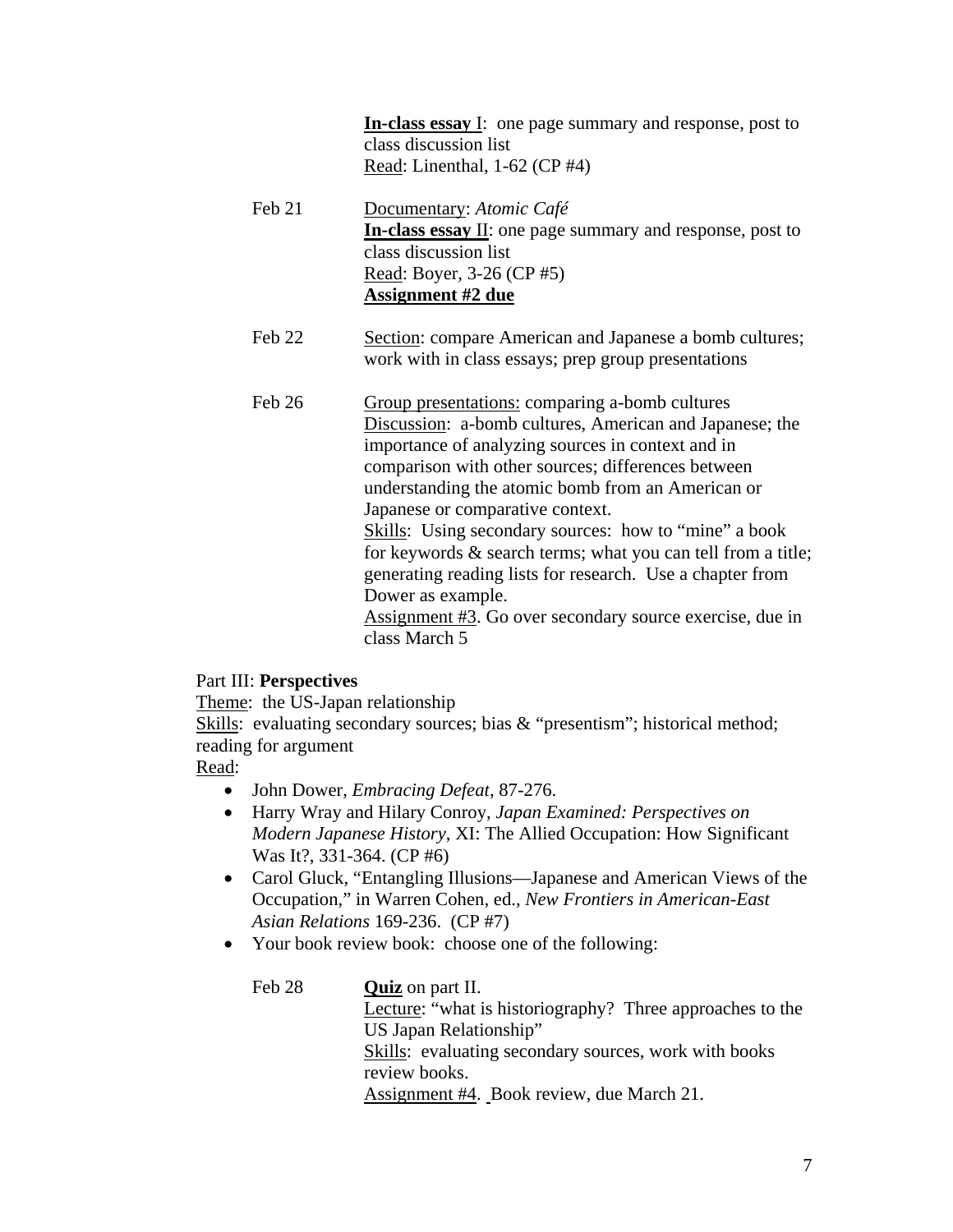**In-class essay** I: one page summary and response, post to class discussion list
Read: Linenthal, 1-62 (CP #4)

Feb 21 Documentary: *Atomic Café*
**In-class essay** II: one page summary and response, post to class discussion list
Read: Boyer, 3-26 (CP #5)
**Assignment #2 due**

Feb 22 Section: compare American and Japanese a bomb cultures; work with in class essays; prep group presentations

Feb 26 Group presentations: comparing a-bomb cultures
Discussion: a-bomb cultures, American and Japanese; the importance of analyzing sources in context and in comparison with other sources; differences between understanding the atomic bomb from an American or Japanese or comparative context.
Skills: Using secondary sources: how to "mine" a book for keywords & search terms; what you can tell from a title; generating reading lists for research. Use a chapter from Dower as example.
Assignment #3. Go over secondary source exercise, due in class March 5

Part III: **Perspectives**

Theme: the US-Japan relationship

Skills: evaluating secondary sources; bias & "presentism"; historical method; reading for argument

Read:

- John Dower, *Embracing Defeat*, 87-276.
- Harry Wray and Hilary Conroy, *Japan Examined: Perspectives on Modern Japanese History*, XI: The Allied Occupation: How Significant Was It?, 331-364. (CP #6)
- Carol Gluck, "Entangling Illusions—Japanese and American Views of the Occupation," in Warren Cohen, ed., *New Frontiers in American-East Asian Relations* 169-236. (CP #7)
- Your book review book: choose one of the following:

Feb 28 **Quiz** on part II.
Lecture: "what is historiography? Three approaches to the US Japan Relationship"
Skills: evaluating secondary sources, work with books review books.
Assignment #4. Book review, due March 21.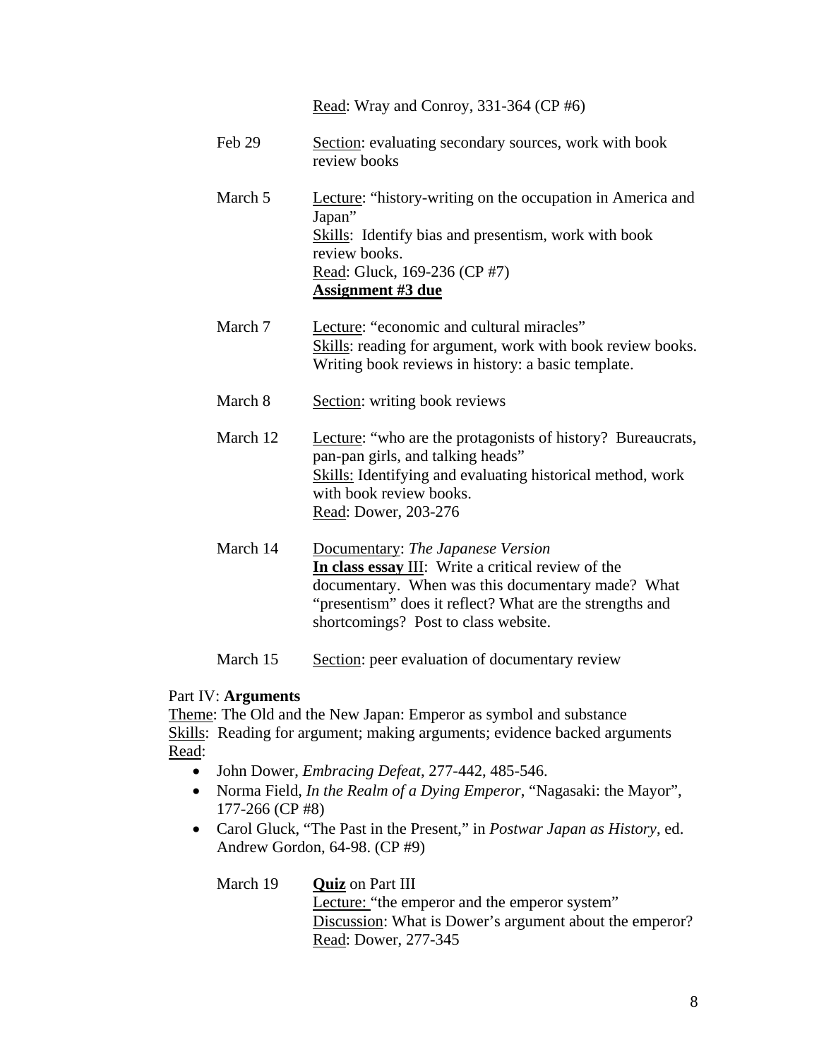Read: Wray and Conroy, 331-364 (CP #6)

Feb 29 — Section: evaluating secondary sources, work with book review books

March 5 — Lecture: "history-writing on the occupation in America and Japan"
Skills: Identify bias and presentism, work with book review books.
Read: Gluck, 169-236 (CP #7)
**Assignment #3 due**

March 7 — Lecture: "economic and cultural miracles"
Skills: reading for argument, work with book review books. Writing book reviews in history: a basic template.

March 8 — Section: writing book reviews

March 12 — Lecture: "who are the protagonists of history? Bureaucrats, pan-pan girls, and talking heads"
Skills: Identifying and evaluating historical method, work with book review books.
Read: Dower, 203-276

March 14 — Documentary: *The Japanese Version*
**In class essay** III: Write a critical review of the documentary. When was this documentary made? What "presentism" does it reflect? What are the strengths and shortcomings? Post to class website.

March 15 — Section: peer evaluation of documentary review

Part IV: **Arguments**
Theme: The Old and the New Japan: Emperor as symbol and substance
Skills: Reading for argument; making arguments; evidence backed arguments
Read:

- John Dower, *Embracing Defeat*, 277-442, 485-546.
- Norma Field, *In the Realm of a Dying Emperor*, "Nagasaki: the Mayor", 177-266 (CP #8)
- Carol Gluck, "The Past in the Present," in *Postwar Japan as History*, ed. Andrew Gordon, 64-98. (CP #9)

March 19 — **Quiz** on Part III
Lecture: "the emperor and the emperor system"
Discussion: What is Dower's argument about the emperor?
Read: Dower, 277-345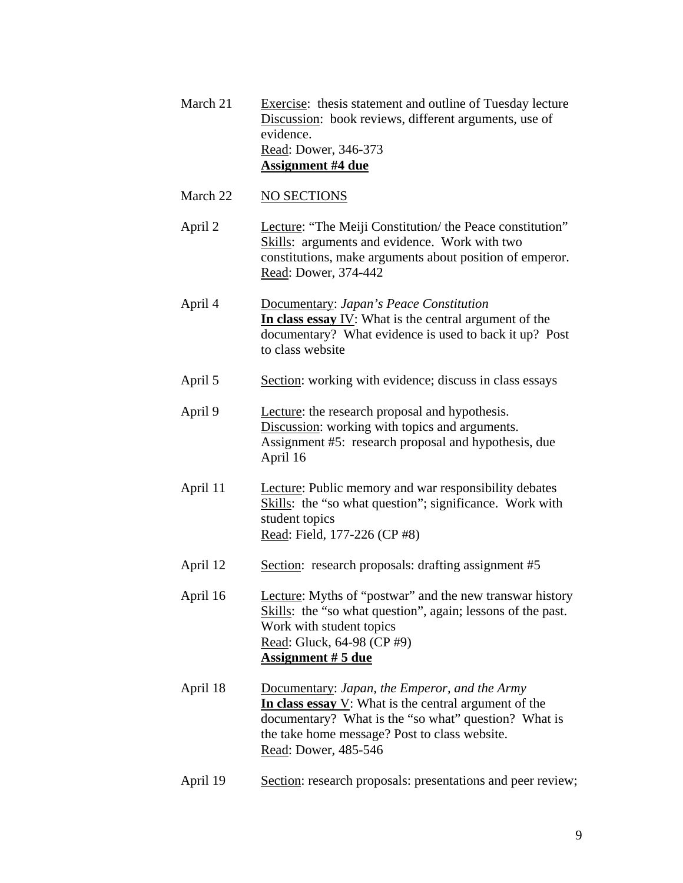March 21 Exercise: thesis statement and outline of Tuesday lecture
Discussion: book reviews, different arguments, use of evidence.
Read: Dower, 346-373
**Assignment #4 due**

March 22 NO SECTIONS

April 2 Lecture: "The Meiji Constitution/ the Peace constitution"
Skills: arguments and evidence. Work with two constitutions, make arguments about position of emperor.
Read: Dower, 374-442

April 4 Documentary: *Japan's Peace Constitution*
**In class essay** IV: What is the central argument of the documentary? What evidence is used to back it up? Post to class website

April 5 Section: working with evidence; discuss in class essays

April 9 Lecture: the research proposal and hypothesis.
Discussion: working with topics and arguments.
Assignment #5: research proposal and hypothesis, due April 16

April 11 Lecture: Public memory and war responsibility debates
Skills: the "so what question"; significance. Work with student topics
Read: Field, 177-226 (CP #8)

April 12 Section: research proposals: drafting assignment #5

April 16 Lecture: Myths of "postwar" and the new transwar history
Skills: the "so what question", again; lessons of the past. Work with student topics
Read: Gluck, 64-98 (CP #9)
**Assignment # 5 due**

April 18 Documentary: *Japan, the Emperor, and the Army*
**In class essay** V: What is the central argument of the documentary? What is the "so what" question? What is the take home message? Post to class website.
Read: Dower, 485-546

April 19 Section: research proposals: presentations and peer review;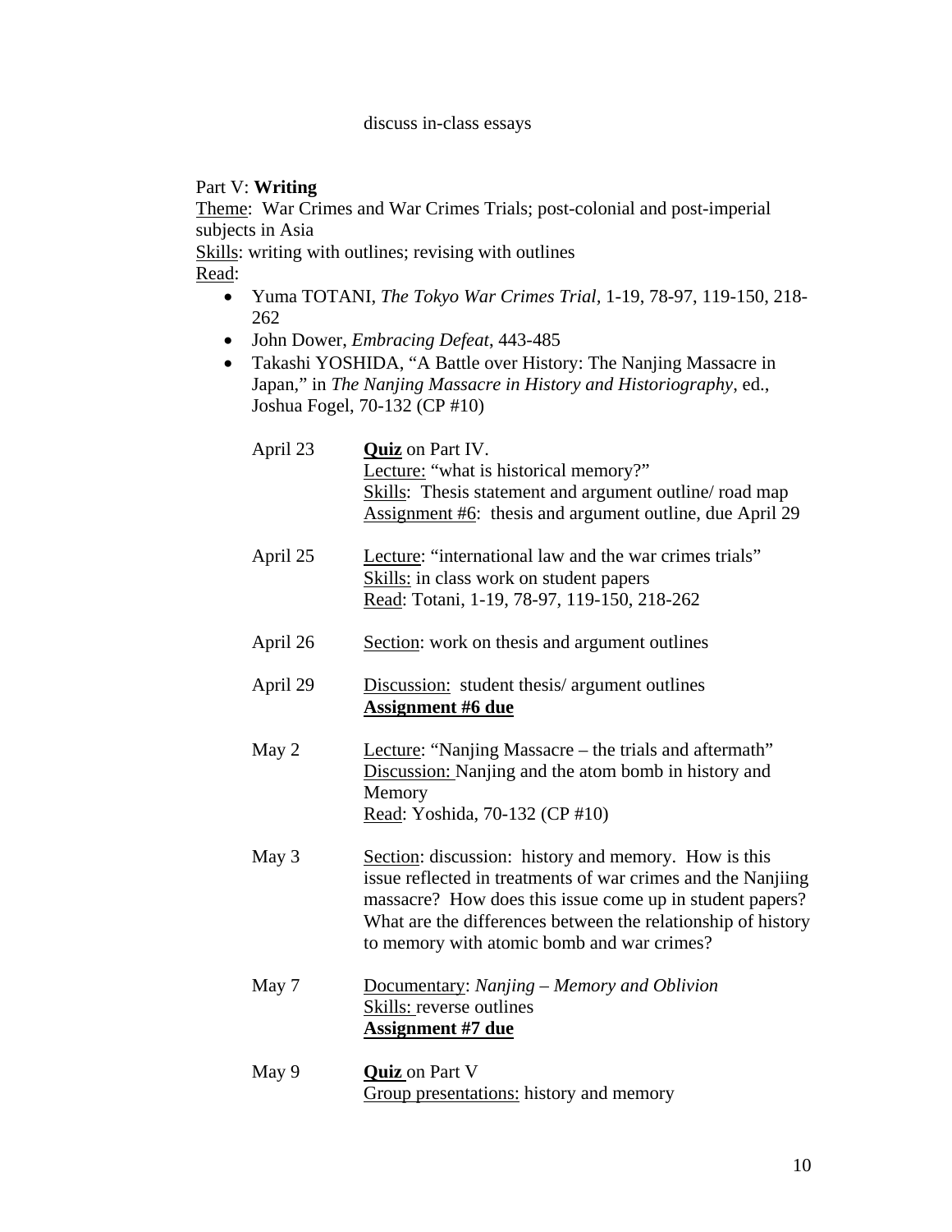discuss in-class essays

Part V: **Writing**

Theme: War Crimes and War Crimes Trials; post-colonial and post-imperial subjects in Asia

Skills: writing with outlines; revising with outlines

Read:

- Yuma TOTANI, *The Tokyo War Crimes Trial*, 1-19, 78-97, 119-150, 218-262
- John Dower, *Embracing Defeat*, 443-485
- Takashi YOSHIDA, "A Battle over History: The Nanjing Massacre in Japan," in *The Nanjing Massacre in History and Historiography*, ed., Joshua Fogel, 70-132 (CP #10)

| | |
|---|---|
| April 23 | **Quiz** on Part IV.<br>Lecture: "what is historical memory?"<br>Skills: Thesis statement and argument outline/ road map<br>Assignment #6: thesis and argument outline, due April 29 |
| April 25 | Lecture: "international law and the war crimes trials"<br>Skills: in class work on student papers<br>Read: Totani, 1-19, 78-97, 119-150, 218-262 |
| April 26 | Section: work on thesis and argument outlines |
| April 29 | Discussion: student thesis/ argument outlines<br>**Assignment #6 due** |
| May 2 | Lecture: "Nanjing Massacre – the trials and aftermath"<br>Discussion: Nanjing and the atom bomb in history and Memory<br>Read: Yoshida, 70-132 (CP #10) |
| May 3 | Section: discussion: history and memory. How is this issue reflected in treatments of war crimes and the Nanjiing massacre? How does this issue come up in student papers? What are the differences between the relationship of history to memory with atomic bomb and war crimes? |
| May 7 | Documentary: *Nanjing – Memory and Oblivion*<br>Skills: reverse outlines<br>**Assignment #7 due** |
| May 9 | **Quiz** on Part V<br>Group presentations: history and memory |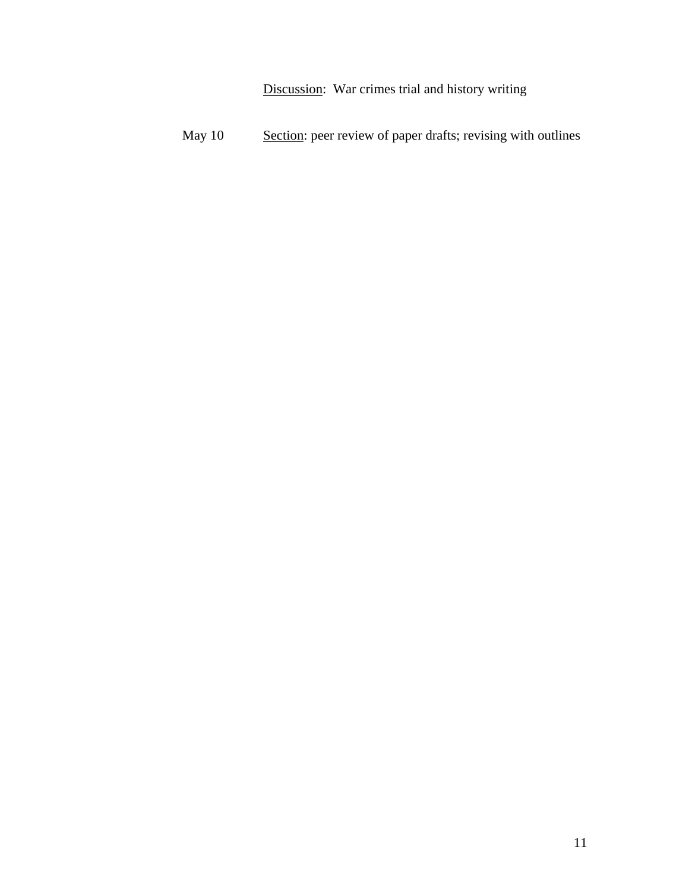<u>Discussion</u>: War crimes trial and history writing

May 10 <u>Section</u>: peer review of paper drafts; revising with outlines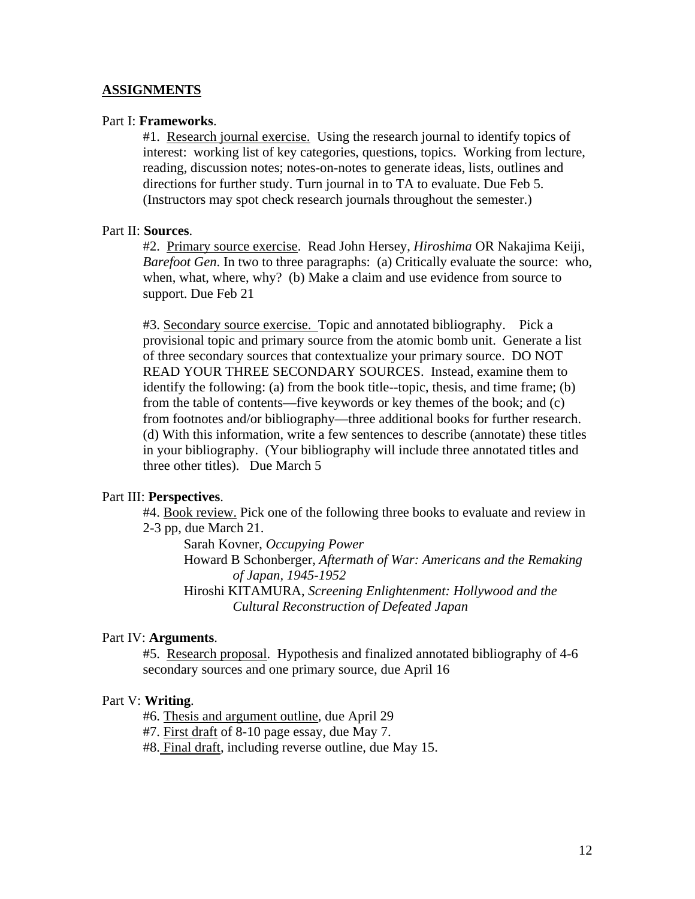**ASSIGNMENTS**

Part I: **Frameworks**.

#1. Research journal exercise. Using the research journal to identify topics of interest: working list of key categories, questions, topics. Working from lecture, reading, discussion notes; notes-on-notes to generate ideas, lists, outlines and directions for further study. Turn journal in to TA to evaluate. Due Feb 5. (Instructors may spot check research journals throughout the semester.)

Part II: **Sources**.

#2. Primary source exercise. Read John Hersey, *Hiroshima* OR Nakajima Keiji, *Barefoot Gen*. In two to three paragraphs: (a) Critically evaluate the source: who, when, what, where, why? (b) Make a claim and use evidence from source to support. Due Feb 21

#3. Secondary source exercise. Topic and annotated bibliography. Pick a provisional topic and primary source from the atomic bomb unit. Generate a list of three secondary sources that contextualize your primary source. DO NOT READ YOUR THREE SECONDARY SOURCES. Instead, examine them to identify the following: (a) from the book title--topic, thesis, and time frame; (b) from the table of contents—five keywords or key themes of the book; and (c) from footnotes and/or bibliography—three additional books for further research. (d) With this information, write a few sentences to describe (annotate) these titles in your bibliography. (Your bibliography will include three annotated titles and three other titles). Due March 5

Part III: **Perspectives**.

#4. Book review. Pick one of the following three books to evaluate and review in 2-3 pp, due March 21.

Sarah Kovner, *Occupying Power*
Howard B Schonberger, *Aftermath of War: Americans and the Remaking of Japan, 1945-1952*
Hiroshi KITAMURA, *Screening Enlightenment: Hollywood and the Cultural Reconstruction of Defeated Japan*

Part IV: **Arguments**.

#5. Research proposal. Hypothesis and finalized annotated bibliography of 4-6 secondary sources and one primary source, due April 16

Part V: **Writing**.

#6. Thesis and argument outline, due April 29
#7. First draft of 8-10 page essay, due May 7.
#8. Final draft, including reverse outline, due May 15.